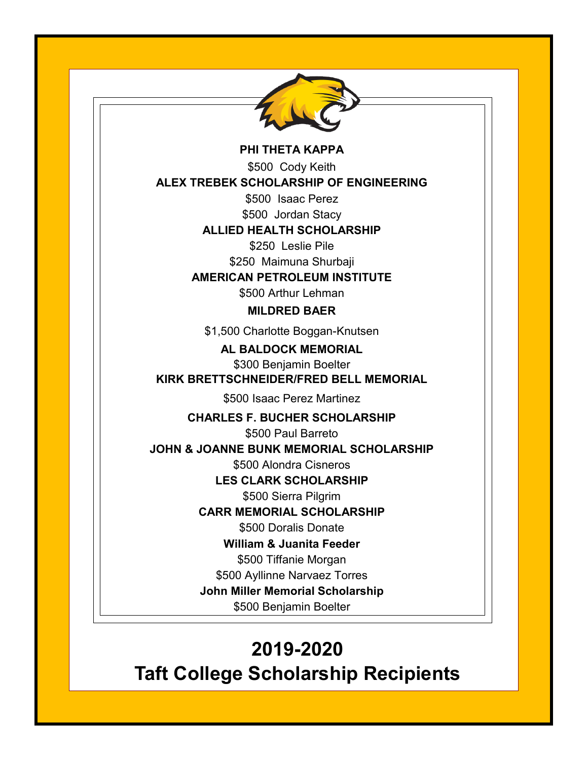**PHI THETA KAPPA**

$500 Cody Keith

**ALEX TREBEK SCHOLARSHIP OF ENGINEERING**

$500 Isaac Perez

$500 Jordan Stacy

**ALLIED HEALTH SCHOLARSHIP**

$250 Leslie Pile

$250 Maimuna Shurbaji

**AMERICAN PETROLEUM INSTITUTE**

$500 Arthur Lehman

**MILDRED BAER**

$1,500 Charlotte Boggan-Knutsen

**AL BALDOCK MEMORIAL**

$300 Benjamin Boelter

**KIRK BRETTSCHNEIDER/FRED BELL MEMORIAL**

$500 Isaac Perez Martinez

**CHARLES F. BUCHER SCHOLARSHIP**

$500 Paul Barreto

**JOHN & JOANNE BUNK MEMORIAL SCHOLARSHIP**

$500 Alondra Cisneros

**LES CLARK SCHOLARSHIP**

$500 Sierra Pilgrim

**CARR MEMORIAL SCHOLARSHIP**

$500 Doralis Donate

**William & Juanita Feeder**

$500 Tiffanie Morgan

$500 Ayllinne Narvaez Torres

**John Miller Memorial Scholarship**

$500 Benjamin Boelter

# 2019-2020
# Taft College Scholarship Recipients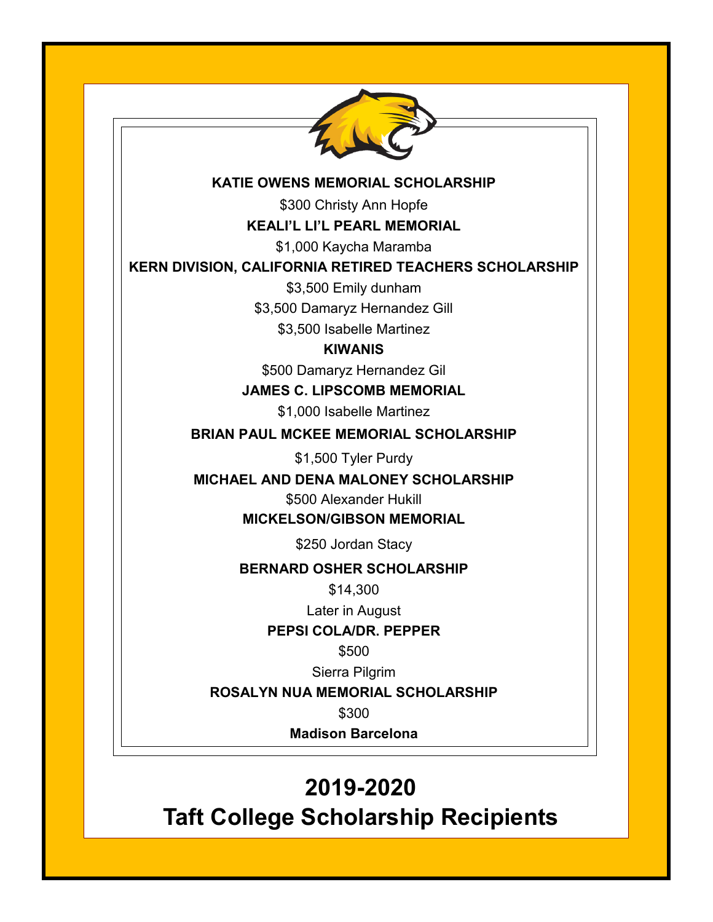**KATIE OWENS MEMORIAL SCHOLARSHIP**

$300 Christy Ann Hopfe

**KEALI'L LI'L PEARL MEMORIAL**

$1,000 Kaycha Maramba

**KERN DIVISION, CALIFORNIA RETIRED TEACHERS SCHOLARSHIP**

$3,500 Emily dunham

$3,500 Damaryz Hernandez Gill

$3,500 Isabelle Martinez

**KIWANIS**

$500 Damaryz Hernandez Gil

**JAMES C. LIPSCOMB MEMORIAL**

$1,000 Isabelle Martinez

**BRIAN PAUL MCKEE MEMORIAL SCHOLARSHIP**

$1,500 Tyler Purdy

**MICHAEL AND DENA MALONEY SCHOLARSHIP**

$500 Alexander Hukill

**MICKELSON/GIBSON MEMORIAL**

$250 Jordan Stacy

**BERNARD OSHER SCHOLARSHIP**

$14,300

Later in August

**PEPSI COLA/DR. PEPPER**

$500

Sierra Pilgrim

**ROSALYN NUA MEMORIAL SCHOLARSHIP**

$300

**Madison Barcelona**

# 2019-2020
# Taft College Scholarship Recipients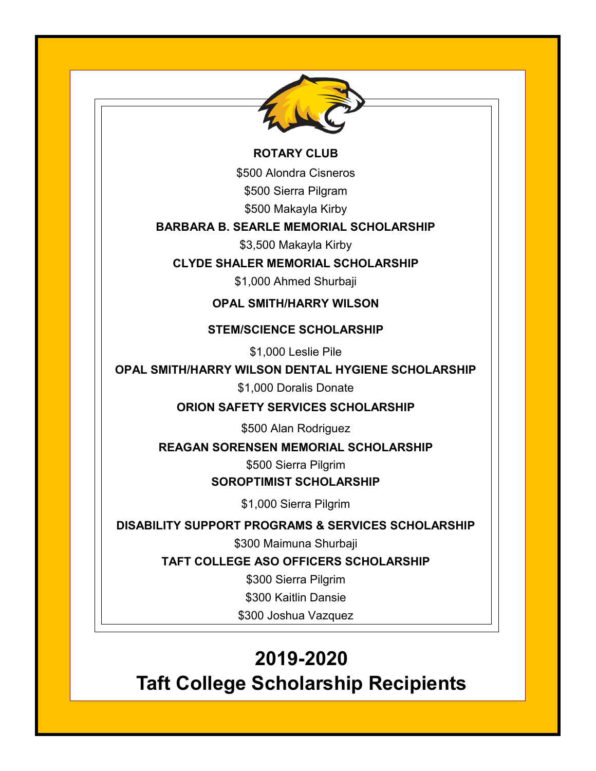**ROTARY CLUB**

$500 Alondra Cisneros

$500 Sierra Pilgram

$500 Makayla Kirby

**BARBARA B. SEARLE MEMORIAL SCHOLARSHIP**

$3,500 Makayla Kirby

**CLYDE SHALER MEMORIAL SCHOLARSHIP**

$1,000 Ahmed Shurbaji

**OPAL SMITH/HARRY WILSON**

**STEM/SCIENCE SCHOLARSHIP**

$1,000 Leslie Pile

**OPAL SMITH/HARRY WILSON DENTAL HYGIENE SCHOLARSHIP**

$1,000 Doralis Donate

**ORION SAFETY SERVICES SCHOLARSHIP**

$500 Alan Rodriguez

**REAGAN SORENSEN MEMORIAL SCHOLARSHIP**

$500 Sierra Pilgrim

**SOROPTIMIST SCHOLARSHIP**

$1,000 Sierra Pilgrim

**DISABILITY SUPPORT PROGRAMS & SERVICES SCHOLARSHIP**

$300 Maimuna Shurbaji

**TAFT COLLEGE ASO OFFICERS SCHOLARSHIP**

$300 Sierra Pilgrim

$300 Kaitlin Dansie

$300 Joshua Vazquez

# 2019-2020
# Taft College Scholarship Recipients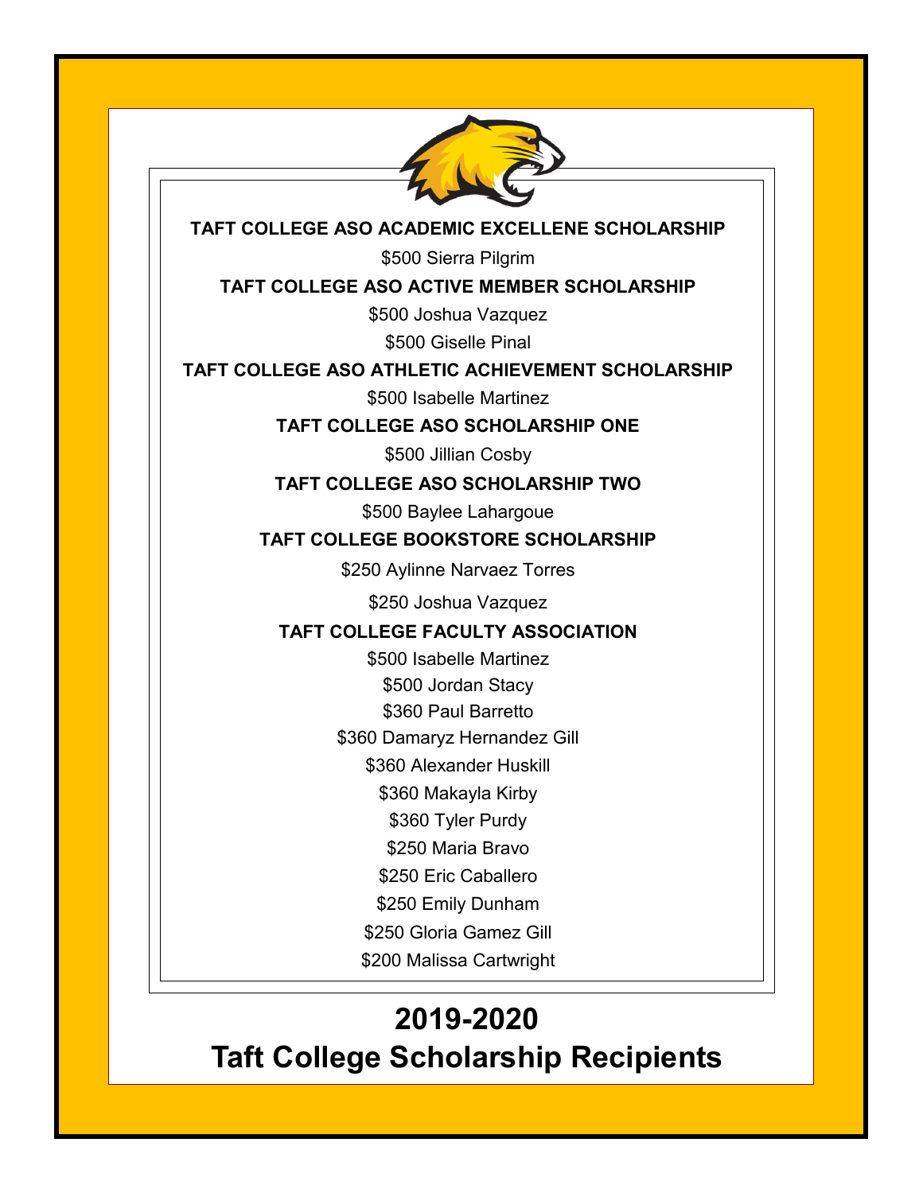**TAFT COLLEGE ASO ACADEMIC EXCELLENE SCHOLARSHIP**

$500 Sierra Pilgrim

**TAFT COLLEGE ASO ACTIVE MEMBER SCHOLARSHIP**

$500 Joshua Vazquez

$500 Giselle Pinal

**TAFT COLLEGE ASO ATHLETIC ACHIEVEMENT SCHOLARSHIP**

$500 Isabelle Martinez

**TAFT COLLEGE ASO SCHOLARSHIP ONE**

$500 Jillian Cosby

**TAFT COLLEGE ASO SCHOLARSHIP TWO**

$500 Baylee Lahargoue

**TAFT COLLEGE BOOKSTORE SCHOLARSHIP**

$250 Aylinne Narvaez Torres

$250 Joshua Vazquez

**TAFT COLLEGE FACULTY ASSOCIATION**

$500 Isabelle Martinez

$500 Jordan Stacy

$360 Paul Barretto

$360 Damaryz Hernandez Gill

$360 Alexander Huskill

$360 Makayla Kirby

$360 Tyler Purdy

$250 Maria Bravo

$250 Eric Caballero

$250 Emily Dunham

$250 Gloria Gamez Gill

$200 Malissa Cartwright

# 2019-2020
# Taft College Scholarship Recipients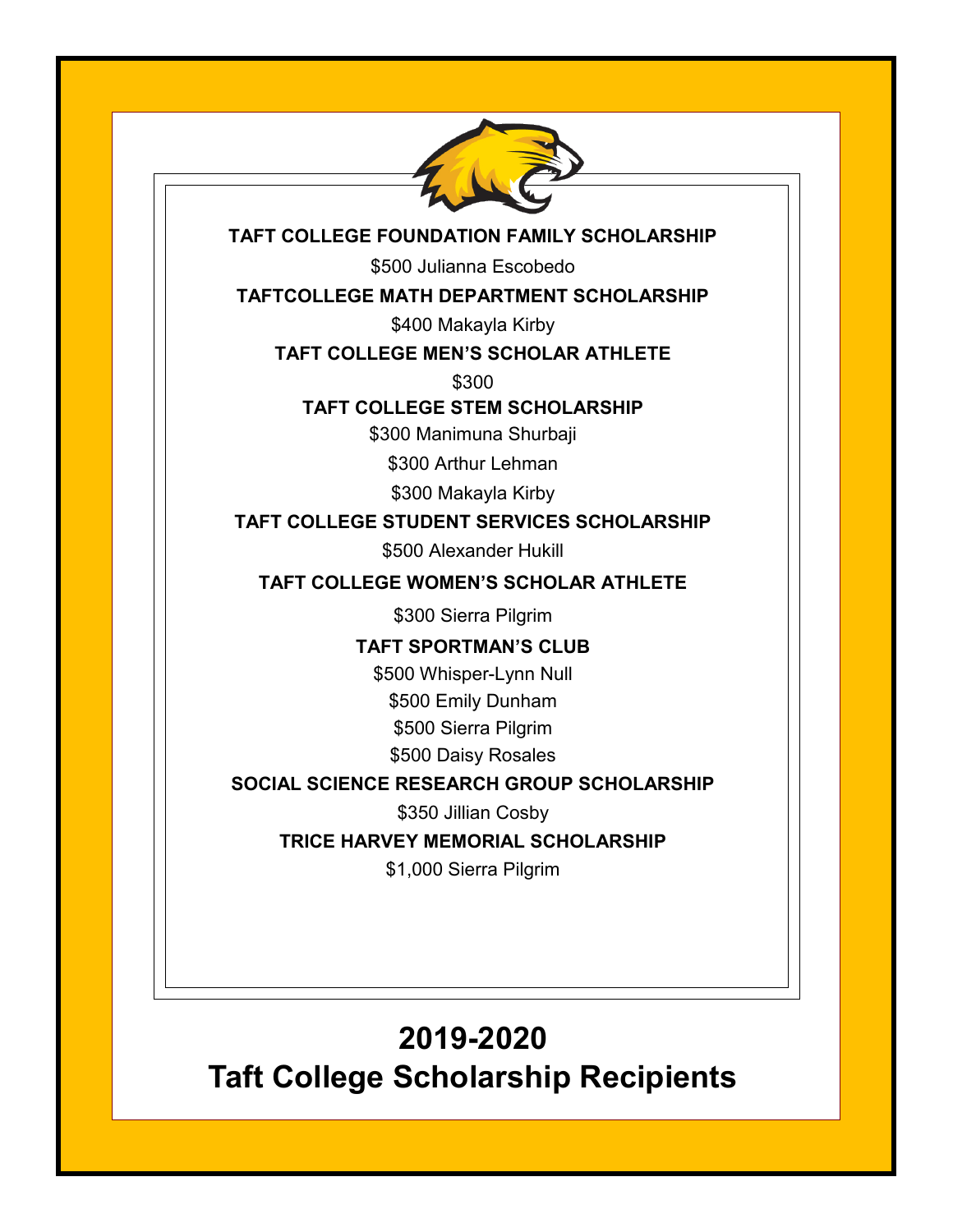**TAFT COLLEGE FOUNDATION FAMILY SCHOLARSHIP**

$500 Julianna Escobedo

**TAFTCOLLEGE MATH DEPARTMENT SCHOLARSHIP**

$400 Makayla Kirby

**TAFT COLLEGE MEN'S SCHOLAR ATHLETE**

$300

**TAFT COLLEGE STEM SCHOLARSHIP**

$300 Manimuna Shurbaji

$300 Arthur Lehman

$300 Makayla Kirby

**TAFT COLLEGE STUDENT SERVICES SCHOLARSHIP**

$500 Alexander Hukill

**TAFT COLLEGE WOMEN'S SCHOLAR ATHLETE**

$300 Sierra Pilgrim

**TAFT SPORTMAN'S CLUB**

$500 Whisper-Lynn Null

$500 Emily Dunham

$500 Sierra Pilgrim

$500 Daisy Rosales

**SOCIAL SCIENCE RESEARCH GROUP SCHOLARSHIP**

$350 Jillian Cosby

**TRICE HARVEY MEMORIAL SCHOLARSHIP**

$1,000 Sierra Pilgrim

# 2019-2020
# Taft College Scholarship Recipients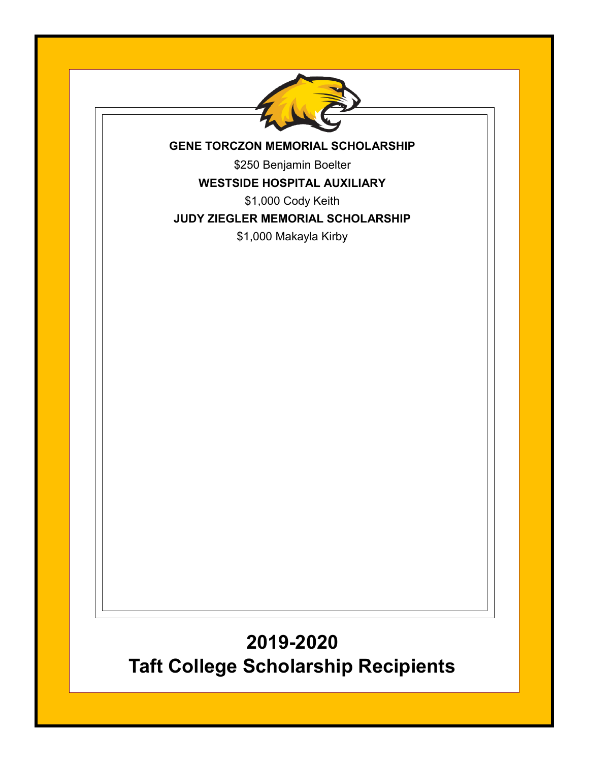**GENE TORCZON MEMORIAL SCHOLARSHIP**

$250 Benjamin Boelter

**WESTSIDE HOSPITAL AUXILIARY**

$1,000 Cody Keith

**JUDY ZIEGLER MEMORIAL SCHOLARSHIP**

$1,000 Makayla Kirby

# 2019-2020
# Taft College Scholarship Recipients